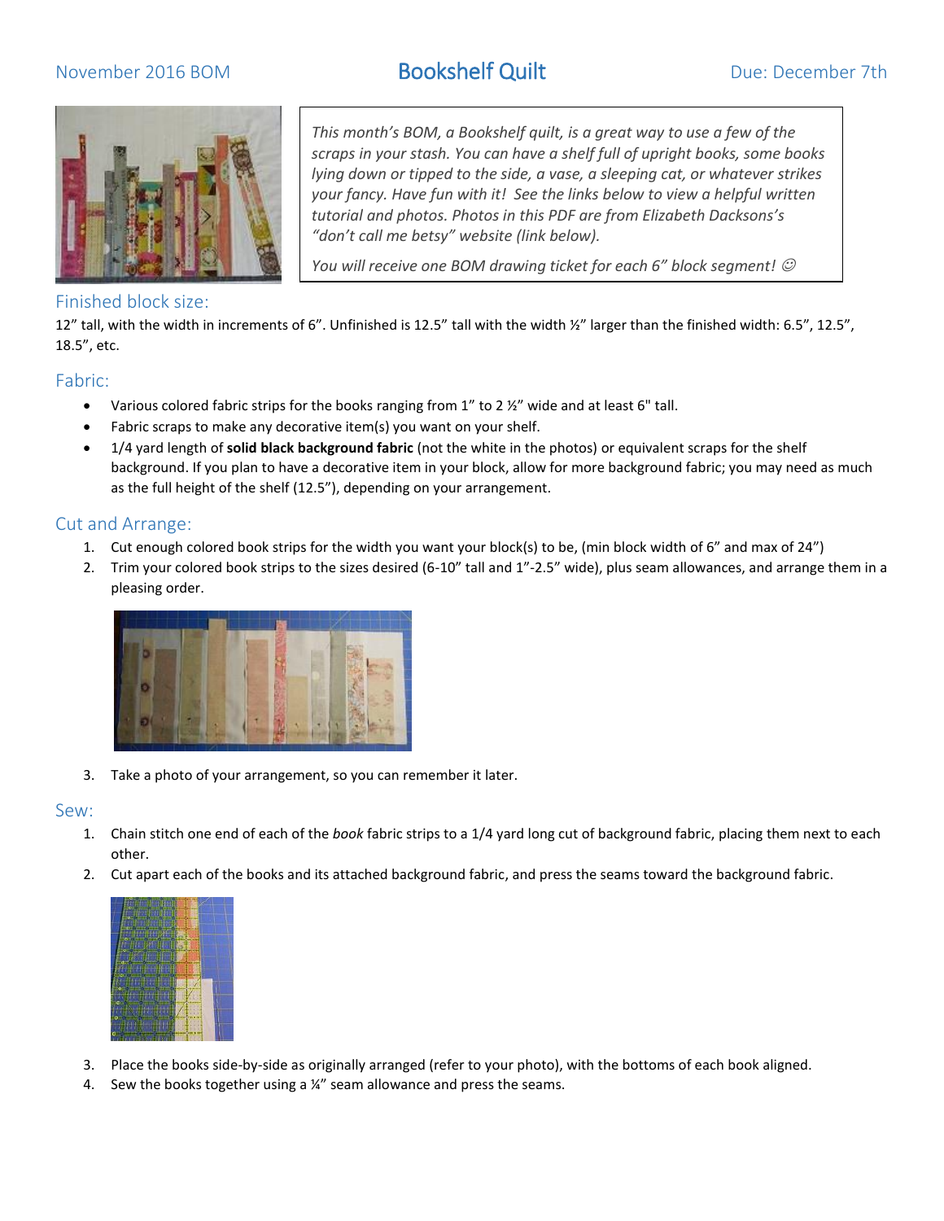November 2016 BOM

# Bookshelf Quilt

Due: December 7th

*This month's BOM, a Bookshelf quilt, is a great way to use a few of the scraps in your stash. You can have a shelf full of upright books, some books lying down or tipped to the side, a vase, a sleeping cat, or whatever strikes your fancy. Have fun with it! See the links below to view a helpful written tutorial and photos. Photos in this PDF are from Elizabeth Dackson's "don't call me betsy" website (link below).*

*You will receive one BOM drawing ticket for each 6" block segment! ☺*

## Finished block size:

12" tall, with the width in increments of 6". Unfinished is 12.5" tall with the width ½" larger than the finished width: 6.5", 12.5", 18.5", etc.

## Fabric:

- Various colored fabric strips for the books ranging from 1" to 2 ½" wide and at least 6" tall.
- Fabric scraps to make any decorative item(s) you want on your shelf.
- 1/4 yard length of **solid black background fabric** (not the white in the photos) or equivalent scraps for the shelf background. If you plan to have a decorative item in your block, allow for more background fabric; you may need as much as the full height of the shelf (12.5"), depending on your arrangement.

## Cut and Arrange:

1. Cut enough colored book strips for the width you want your block(s) to be, (min block width of 6" and max of 24")
2. Trim your colored book strips to the sizes desired (6-10" tall and 1"-2.5" wide), plus seam allowances, and arrange them in a pleasing order.
3. Take a photo of your arrangement, so you can remember it later.

## Sew:

1. Chain stitch one end of each of the *book* fabric strips to a 1/4 yard long cut of background fabric, placing them next to each other.
2. Cut apart each of the books and its attached background fabric, and press the seams toward the background fabric.
3. Place the books side-by-side as originally arranged (refer to your photo), with the bottoms of each book aligned.
4. Sew the books together using a ¼" seam allowance and press the seams.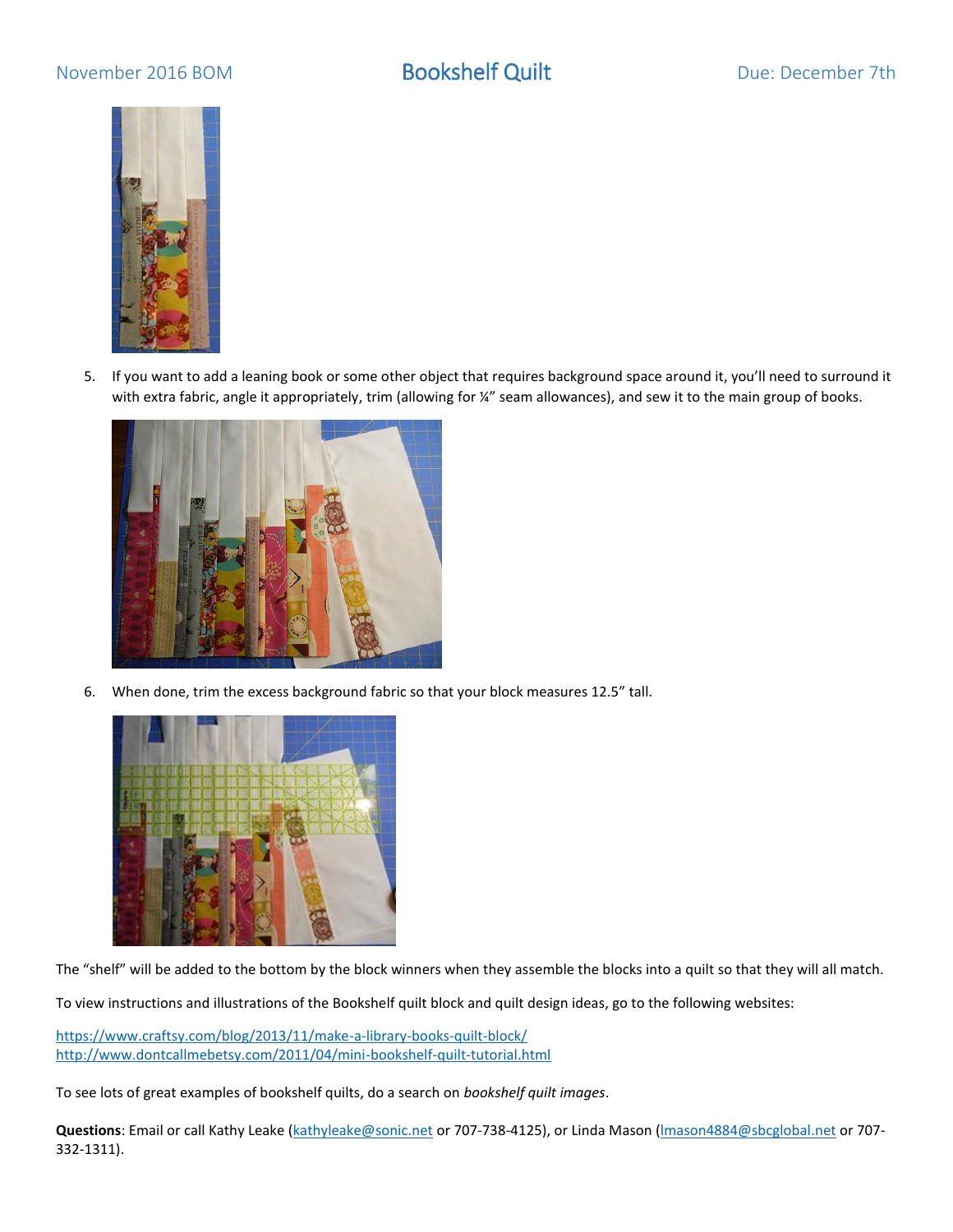5. If you want to add a leaning book or some other object that requires background space around it, you'll need to surround it with extra fabric, angle it appropriately, trim (allowing for ¼" seam allowances), and sew it to the main group of books.

6. When done, trim the excess background fabric so that your block measures 12.5" tall.

The "shelf" will be added to the bottom by the block winners when they assemble the blocks into a quilt so that they will all match.

To view instructions and illustrations of the Bookshelf quilt block and quilt design ideas, go to the following websites:

https://www.craftsy.com/blog/2013/11/make-a-library-books-quilt-block/
http://www.dontcallmebetsy.com/2011/04/mini-bookshelf-quilt-tutorial.html

To see lots of great examples of bookshelf quilts, do a search on *bookshelf quilt images*.

**Questions**: Email or call Kathy Leake (kathyleake@sonic.net or 707-738-4125), or Linda Mason (lmason4884@sbcglobal.net or 707-332-1311).